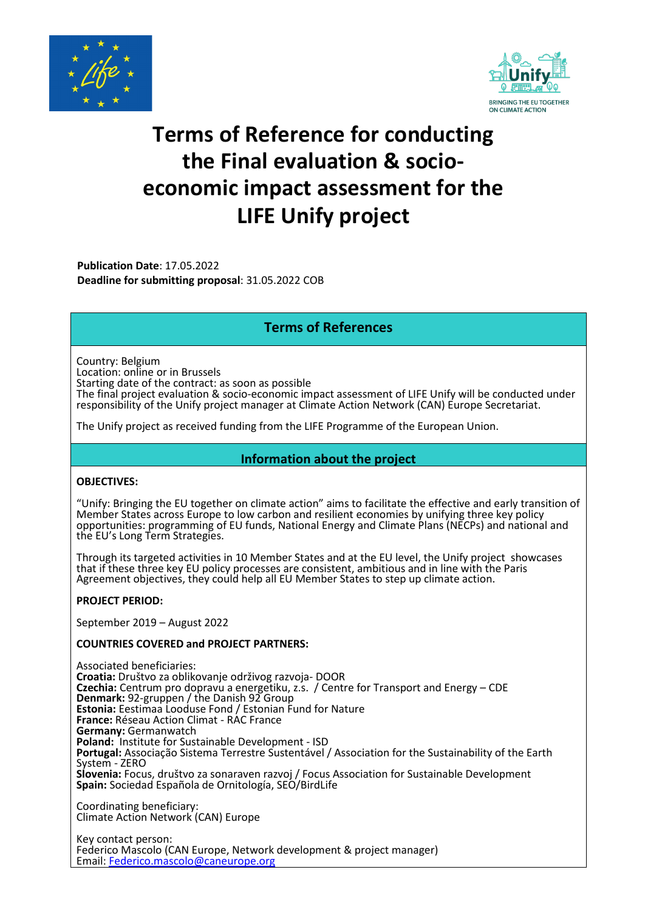// Page 1 of 3 — ToR for LIFE Unify project final evaluation
# Terms of Reference for conducting the Final evaluation & socio-economic impact assessment for the LIFE Unify project

**Publication Date**: 17.05.2022
**Deadline for submitting proposal**: 31.05.2022 COB

## Terms of References

Country: Belgium
Location: online or in Brussels
Starting date of the contract: as soon as possible
The final project evaluation & socio-economic impact assessment of LIFE Unify will be conducted under responsibility of the Unify project manager at Climate Action Network (CAN) Europe Secretariat.

The Unify project as received funding from the LIFE Programme of the European Union.

## Information about the project

**OBJECTIVES:**

"Unify: Bringing the EU together on climate action" aims to facilitate the effective and early transition of Member States across Europe to low carbon and resilient economies by unifying three key policy opportunities: programming of EU funds, National Energy and Climate Plans (NECPs) and national and the EU's Long Term Strategies.

Through its targeted activities in 10 Member States and at the EU level, the Unify project showcases that if these three key EU policy processes are consistent, ambitious and in line with the Paris Agreement objectives, they could help all EU Member States to step up climate action.

**PROJECT PERIOD:**

September 2019 – August 2022

**COUNTRIES COVERED and PROJECT PARTNERS:**

Associated beneficiaries:
**Croatia:** Društvo za oblikovanje održivog razvoja- DOOR
**Czechia:** Centrum pro dopravu a energetiku, z.s. / Centre for Transport and Energy – CDE
**Denmark:** 92-gruppen / the Danish 92 Group
**Estonia:** Eestimaa Looduse Fond / Estonian Fund for Nature
**France:** Réseau Action Climat - RAC France
**Germany:** Germanwatch
**Poland:** Institute for Sustainable Development - ISD
**Portugal:** Associação Sistema Terrestre Sustentável / Association for the Sustainability of the Earth System - ZERO
**Slovenia:** Focus, društvo za sonaraven razvoj / Focus Association for Sustainable Development
**Spain:** Sociedad Española de Ornitología, SEO/BirdLife

Coordinating beneficiary:
Climate Action Network (CAN) Europe

Key contact person:
Federico Mascolo (CAN Europe, Network development & project manager)
Email: Federico.mascolo@caneurope.org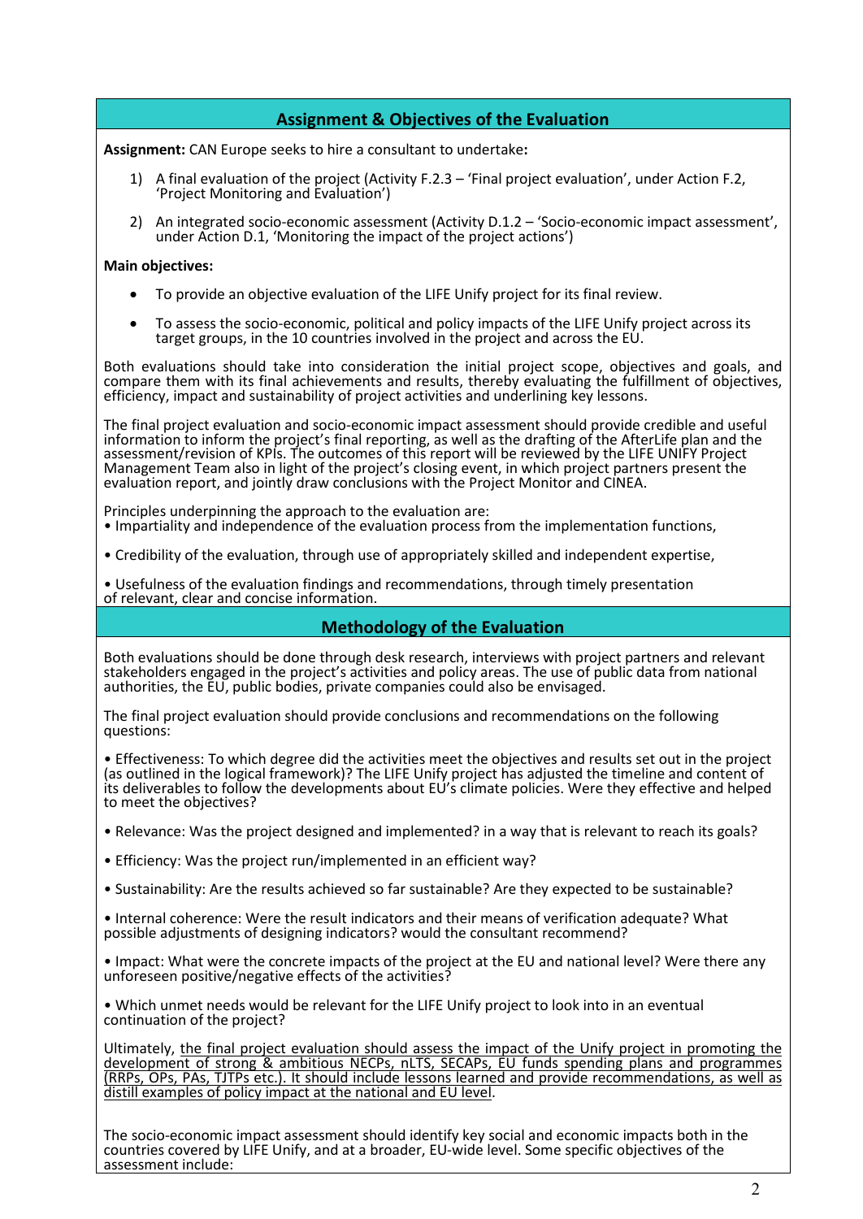## Assignment & Objectives of the Evaluation

**Assignment:** CAN Europe seeks to hire a consultant to undertake**:**

1) A final evaluation of the project (Activity F.2.3 – 'Final project evaluation', under Action F.2, 'Project Monitoring and Evaluation')
2) An integrated socio-economic assessment (Activity D.1.2 – 'Socio-economic impact assessment', under Action D.1, 'Monitoring the impact of the project actions')

**Main objectives:**

- To provide an objective evaluation of the LIFE Unify project for its final review.
- To assess the socio-economic, political and policy impacts of the LIFE Unify project across its target groups, in the 10 countries involved in the project and across the EU.

Both evaluations should take into consideration the initial project scope, objectives and goals, and compare them with its final achievements and results, thereby evaluating the fulfillment of objectives, efficiency, impact and sustainability of project activities and underlining key lessons.

The final project evaluation and socio-economic impact assessment should provide credible and useful information to inform the project's final reporting, as well as the drafting of the AfterLife plan and the assessment/revision of KPIs. The outcomes of this report will be reviewed by the LIFE UNIFY Project Management Team also in light of the project's closing event, in which project partners present the evaluation report, and jointly draw conclusions with the Project Monitor and CINEA.

Principles underpinning the approach to the evaluation are:

• Impartiality and independence of the evaluation process from the implementation functions,

• Credibility of the evaluation, through use of appropriately skilled and independent expertise,

• Usefulness of the evaluation findings and recommendations, through timely presentation of relevant, clear and concise information.

## Methodology of the Evaluation

Both evaluations should be done through desk research, interviews with project partners and relevant stakeholders engaged in the project's activities and policy areas. The use of public data from national authorities, the EU, public bodies, private companies could also be envisaged.

The final project evaluation should provide conclusions and recommendations on the following questions:

• Effectiveness: To which degree did the activities meet the objectives and results set out in the project (as outlined in the logical framework)? The LIFE Unify project has adjusted the timeline and content of its deliverables to follow the developments about EU's climate policies. Were they effective and helped to meet the objectives?

• Relevance: Was the project designed and implemented? in a way that is relevant to reach its goals?

• Efficiency: Was the project run/implemented in an efficient way?

• Sustainability: Are the results achieved so far sustainable? Are they expected to be sustainable?

• Internal coherence: Were the result indicators and their means of verification adequate? What possible adjustments of designing indicators? would the consultant recommend?

• Impact: What were the concrete impacts of the project at the EU and national level? Were there any unforeseen positive/negative effects of the activities?

• Which unmet needs would be relevant for the LIFE Unify project to look into in an eventual continuation of the project?

Ultimately, <u>the final project evaluation should assess the impact of the Unify project in promoting the development of strong & ambitious NECPs, nLTS, SECAPs, EU funds spending plans and programmes (RRPs, OPs, PAs, TJTPs etc.). It should include lessons learned and provide recommendations, as well as distill examples of policy impact at the national and EU level</u>.

The socio-economic impact assessment should identify key social and economic impacts both in the countries covered by LIFE Unify, and at a broader, EU-wide level. Some specific objectives of the assessment include: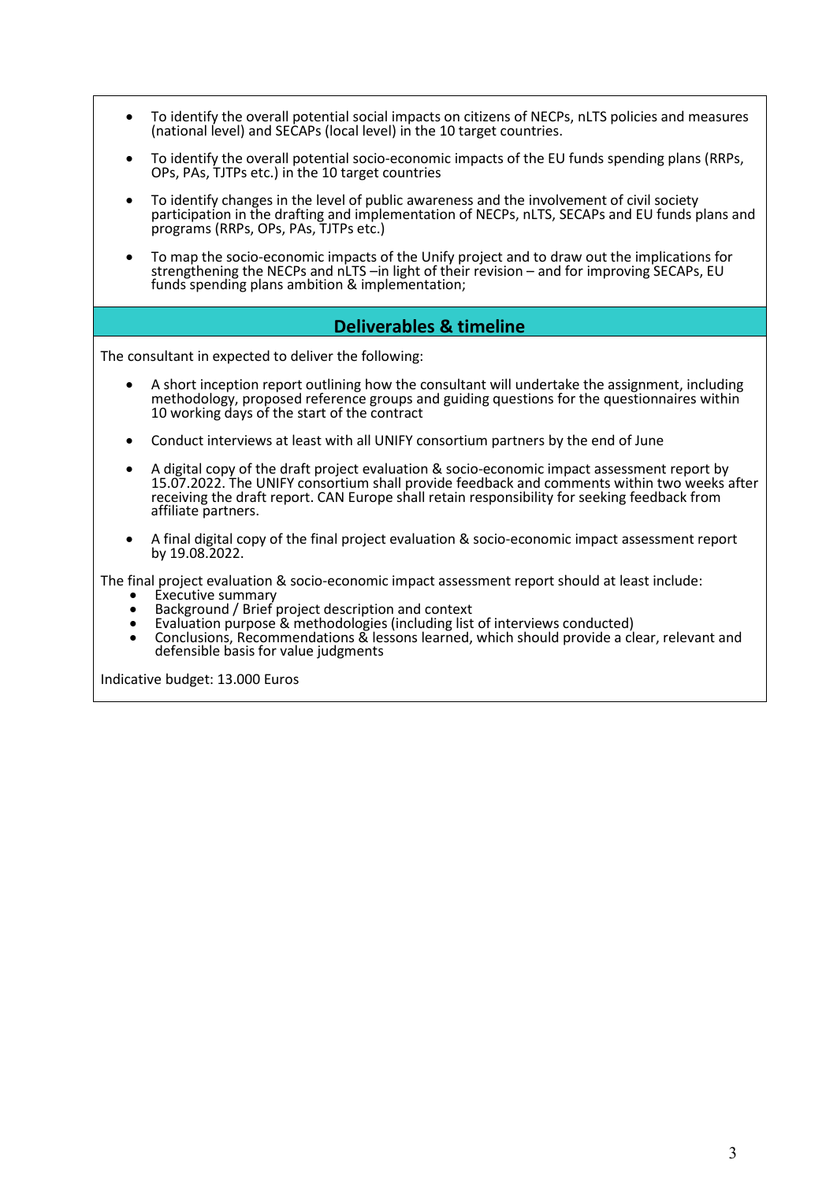- To identify the overall potential social impacts on citizens of NECPs, nLTS policies and measures (national level) and SECAPs (local level) in the 10 target countries.
- To identify the overall potential socio-economic impacts of the EU funds spending plans (RRPs, OPs, PAs, TJTPs etc.) in the 10 target countries
- To identify changes in the level of public awareness and the involvement of civil society participation in the drafting and implementation of NECPs, nLTS, SECAPs and EU funds plans and programs (RRPs, OPs, PAs, TJTPs etc.)
- To map the socio-economic impacts of the Unify project and to draw out the implications for strengthening the NECPs and nLTS –in light of their revision – and for improving SECAPs, EU funds spending plans ambition & implementation;

## Deliverables & timeline

The consultant in expected to deliver the following:

- A short inception report outlining how the consultant will undertake the assignment, including methodology, proposed reference groups and guiding questions for the questionnaires within 10 working days of the start of the contract
- Conduct interviews at least with all UNIFY consortium partners by the end of June
- A digital copy of the draft project evaluation & socio-economic impact assessment report by 15.07.2022. The UNIFY consortium shall provide feedback and comments within two weeks after receiving the draft report. CAN Europe shall retain responsibility for seeking feedback from affiliate partners.
- A final digital copy of the final project evaluation & socio-economic impact assessment report by 19.08.2022.

The final project evaluation & socio-economic impact assessment report should at least include:

- Executive summary
- Background / Brief project description and context
- Evaluation purpose & methodologies (including list of interviews conducted)
- Conclusions, Recommendations & lessons learned, which should provide a clear, relevant and defensible basis for value judgments

Indicative budget: 13.000 Euros